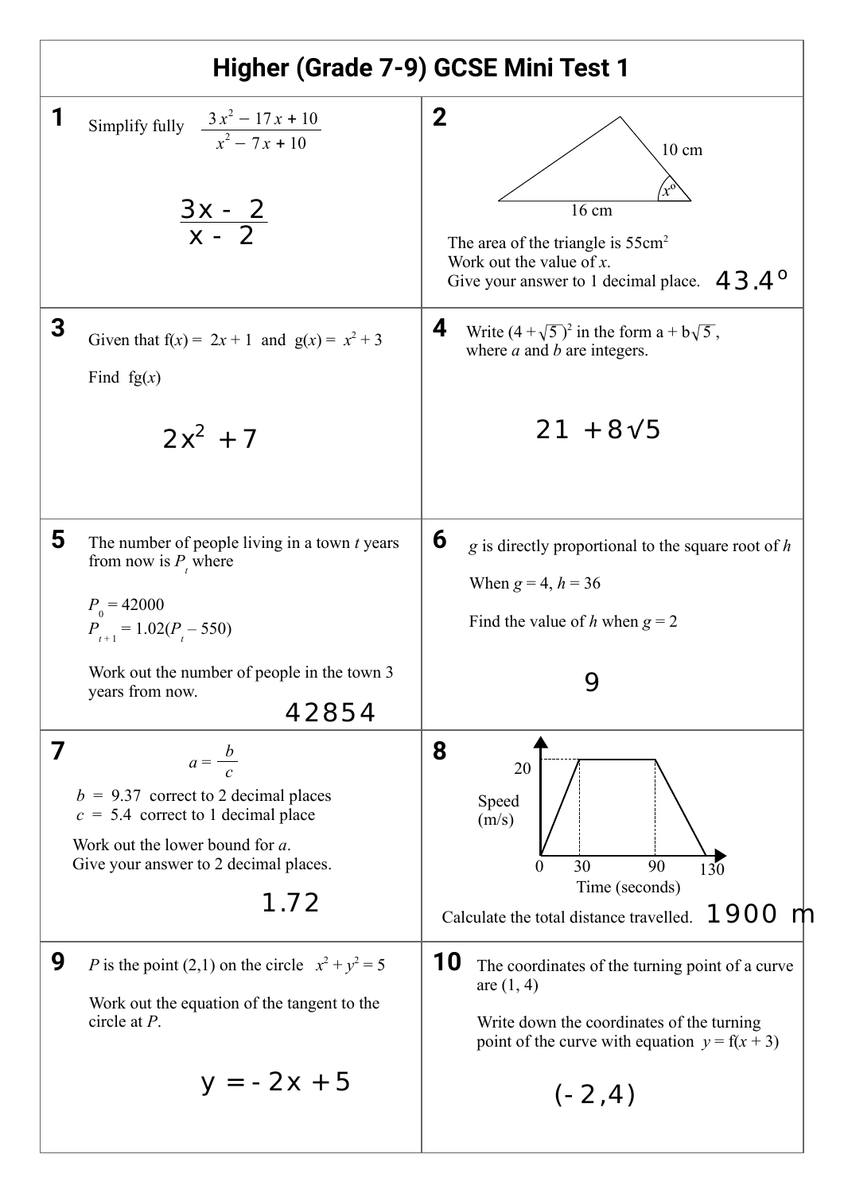# Higher (Grade 7-9) GCSE Mini Test 1

**1**

Simplify fully $\dfrac{3x^2 - 17x + 10}{x^2 - 7x + 10}$

$\dfrac{3x - 2}{x - 2}$

**2**

10 cm

$x°$

16 cm

The area of the triangle is 55cm$^2$
Work out the value of $x$.
Give your answer to 1 decimal place. 43.4°

**3**

Given that $f(x) = 2x + 1$ and $g(x) = x^2 + 3$

Find $fg(x)$

$2x^2 + 7$

**4**

Write $(4 + \sqrt{5})^2$ in the form $a + b\sqrt{5}$,
where $a$ and $b$ are integers.

$21 + 8\sqrt{5}$

**5**

The number of people living in a town $t$ years from now is $P_t$ where

$P_0 = 42000$
$P_{t+1} = 1.02(P_t - 550)$

Work out the number of people in the town 3 years from now.

42854

**6**

$g$ is directly proportional to the square root of $h$

When $g = 4$, $h = 36$

Find the value of $h$ when $g = 2$

9

**7**

$a = \dfrac{b}{c}$

$b$ = 9.37 correct to 2 decimal places
$c$ = 5.4 correct to 1 decimal place

Work out the lower bound for $a$.
Give your answer to 2 decimal places.

1.72

**8**

Speed (m/s)

20

0 30 90 130

Time (seconds)

Calculate the total distance travelled. 1900 m

**9**

$P$ is the point (2,1) on the circle $x^2 + y^2 = 5$

Work out the equation of the tangent to the circle at $P$.

$y = -2x + 5$

**10**

The coordinates of the turning point of a curve are (1, 4)

Write down the coordinates of the turning point of the curve with equation $y = f(x + 3)$

(-2,4)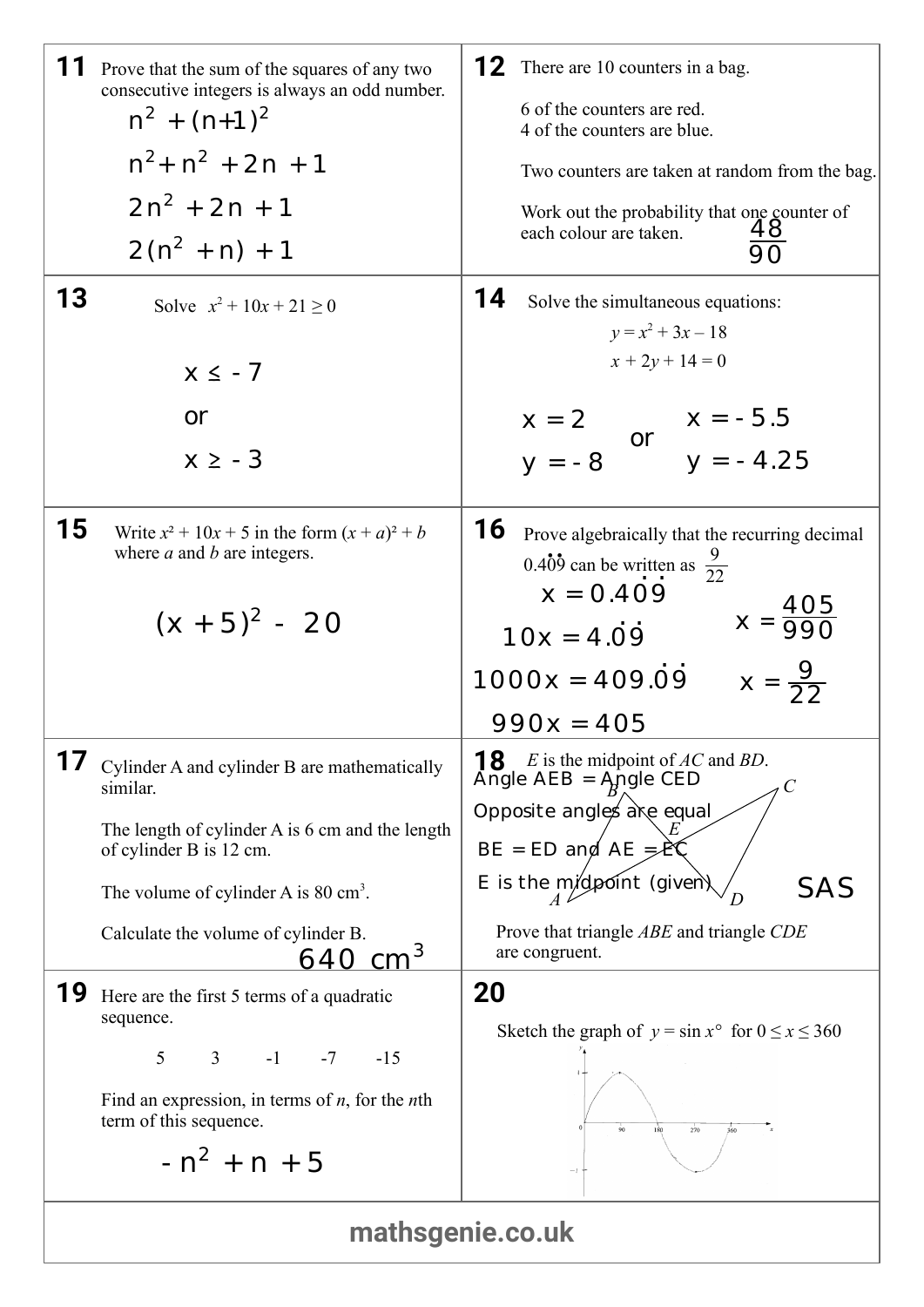**11** Prove that the sum of the squares of any two consecutive integers is always an odd number.

$n^2 + (n+1)^2$

$n^2 + n^2 + 2n + 1$

$2n^2 + 2n + 1$

$2(n^2 + n) + 1$

**12** There are 10 counters in a bag.

6 of the counters are red.
4 of the counters are blue.

Two counters are taken at random from the bag.

Work out the probability that one counter of each colour are taken.

$\frac{48}{90}$

**13** Solve $x^2 + 10x + 21 \geq 0$

$x \leq -7$

or

$x \geq -3$

**14** Solve the simultaneous equations:

$y = x^2 + 3x - 18$

$x + 2y + 14 = 0$

$x = 2$, $y = -8$ or $x = -5.5$, $y = -4.25$

**15** Write $x^2 + 10x + 5$ in the form $(x + a)^2 + b$ where $a$ and $b$ are integers.

$(x + 5)^2 - 20$

**16** Prove algebraically that the recurring decimal $0.4\dot{0}\dot{9}$ can be written as $\frac{9}{22}$

$x = 0.4\dot{0}\dot{9}$

$10x = 4.\dot{0}\dot{9}$

$1000x = 409.\dot{0}\dot{9}$

$990x = 405$

$x = \frac{405}{990}$

$x = \frac{9}{22}$

**17** Cylinder A and cylinder B are mathematically similar.

The length of cylinder A is 6 cm and the length of cylinder B is 12 cm.

The volume of cylinder A is 80 cm$^3$.

Calculate the volume of cylinder B.

640 cm$^3$

**18** $E$ is the midpoint of $AC$ and $BD$.

Angle AEB = Angle CED

Opposite angles are equal

BE = ED and AE = EC

E is the midpoint (given)

SAS

B, C, E, A, D

Prove that triangle $ABE$ and triangle $CDE$ are congruent.

**19** Here are the first 5 terms of a quadratic sequence.

5 3 -1 -7 -15

Find an expression, in terms of $n$, for the $n$th term of this sequence.

$-n^2 + n + 5$

**20** Sketch the graph of $y = \sin x°$ for $0 \leq x \leq 360$

y
1
0
-1
90 180 270 360
x

mathsgenie.co.uk